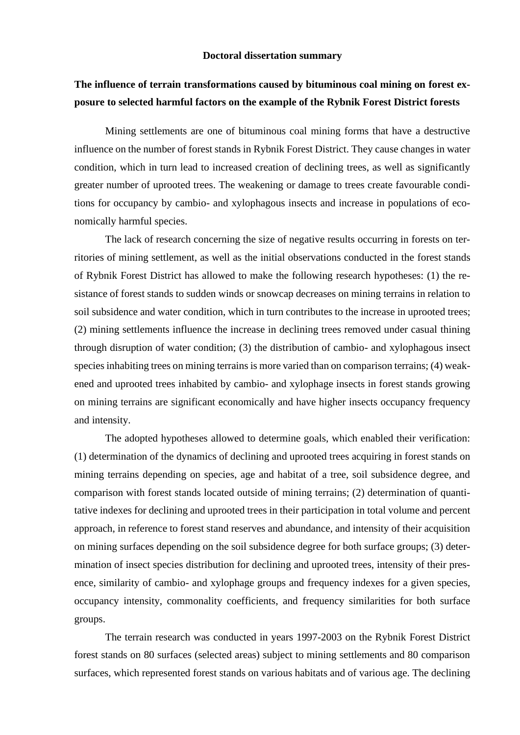**Doctoral dissertation summary**

**The influence of terrain transformations caused by bituminous coal mining on forest exposure to selected harmful factors on the example of the Rybnik Forest District forests**

Mining settlements are one of bituminous coal mining forms that have a destructive influence on the number of forest stands in Rybnik Forest District. They cause changes in water condition, which in turn lead to increased creation of declining trees, as well as significantly greater number of uprooted trees. The weakening or damage to trees create favourable conditions for occupancy by cambio- and xylophagous insects and increase in populations of economically harmful species.

The lack of research concerning the size of negative results occurring in forests on territories of mining settlement, as well as the initial observations conducted in the forest stands of Rybnik Forest District has allowed to make the following research hypotheses: (1) the resistance of forest stands to sudden winds or snowcap decreases on mining terrains in relation to soil subsidence and water condition, which in turn contributes to the increase in uprooted trees; (2) mining settlements influence the increase in declining trees removed under casual thining through disruption of water condition; (3) the distribution of cambio- and xylophagous insect species inhabiting trees on mining terrains is more varied than on comparison terrains; (4) weakened and uprooted trees inhabited by cambio- and xylophage insects in forest stands growing on mining terrains are significant economically and have higher insects occupancy frequency and intensity.

The adopted hypotheses allowed to determine goals, which enabled their verification: (1) determination of the dynamics of declining and uprooted trees acquiring in forest stands on mining terrains depending on species, age and habitat of a tree, soil subsidence degree, and comparison with forest stands located outside of mining terrains; (2) determination of quantitative indexes for declining and uprooted trees in their participation in total volume and percent approach, in reference to forest stand reserves and abundance, and intensity of their acquisition on mining surfaces depending on the soil subsidence degree for both surface groups; (3) determination of insect species distribution for declining and uprooted trees, intensity of their presence, similarity of cambio- and xylophage groups and frequency indexes for a given species, occupancy intensity, commonality coefficients, and frequency similarities for both surface groups.

The terrain research was conducted in years 1997-2003 on the Rybnik Forest District forest stands on 80 surfaces (selected areas) subject to mining settlements and 80 comparison surfaces, which represented forest stands on various habitats and of various age. The declining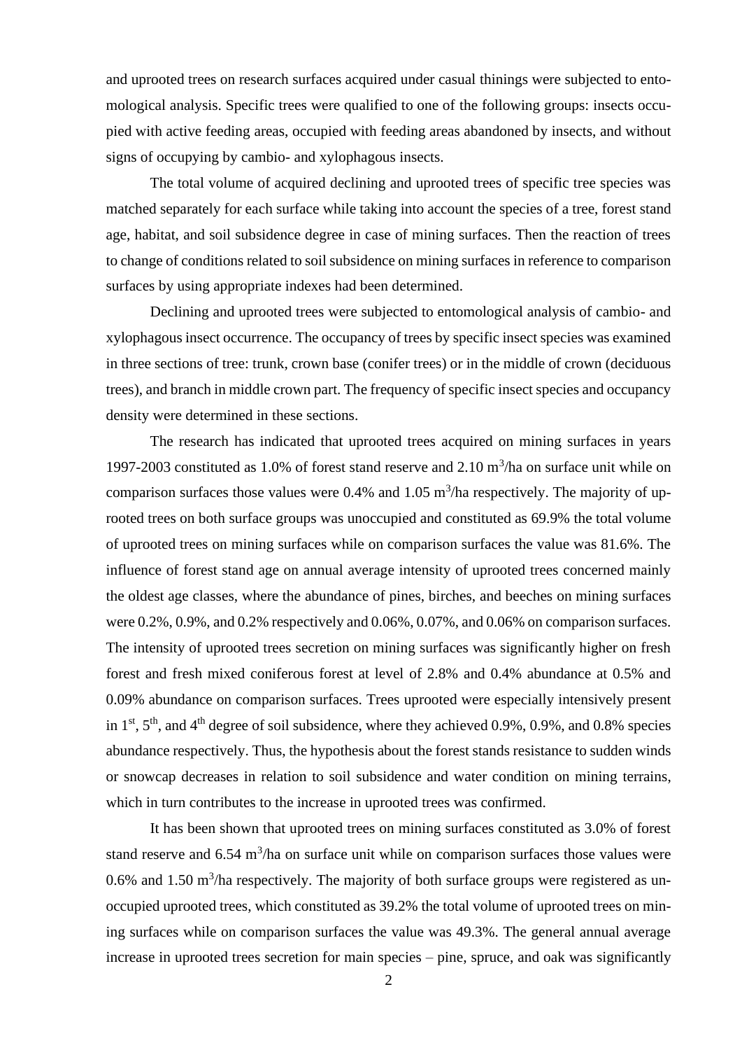and uprooted trees on research surfaces acquired under casual thinings were subjected to entomological analysis. Specific trees were qualified to one of the following groups: insects occupied with active feeding areas, occupied with feeding areas abandoned by insects, and without signs of occupying by cambio- and xylophagous insects.

The total volume of acquired declining and uprooted trees of specific tree species was matched separately for each surface while taking into account the species of a tree, forest stand age, habitat, and soil subsidence degree in case of mining surfaces. Then the reaction of trees to change of conditions related to soil subsidence on mining surfaces in reference to comparison surfaces by using appropriate indexes had been determined.

Declining and uprooted trees were subjected to entomological analysis of cambio- and xylophagous insect occurrence. The occupancy of trees by specific insect species was examined in three sections of tree: trunk, crown base (conifer trees) or in the middle of crown (deciduous trees), and branch in middle crown part. The frequency of specific insect species and occupancy density were determined in these sections.

The research has indicated that uprooted trees acquired on mining surfaces in years 1997-2003 constituted as 1.0% of forest stand reserve and 2.10 $m^3$/ha on surface unit while on comparison surfaces those values were 0.4% and 1.05 $m^3$/ha respectively. The majority of uprooted trees on both surface groups was unoccupied and constituted as 69.9% the total volume of uprooted trees on mining surfaces while on comparison surfaces the value was 81.6%. The influence of forest stand age on annual average intensity of uprooted trees concerned mainly the oldest age classes, where the abundance of pines, birches, and beeches on mining surfaces were 0.2%, 0.9%, and 0.2% respectively and 0.06%, 0.07%, and 0.06% on comparison surfaces. The intensity of uprooted trees secretion on mining surfaces was significantly higher on fresh forest and fresh mixed coniferous forest at level of 2.8% and 0.4% abundance at 0.5% and 0.09% abundance on comparison surfaces. Trees uprooted were especially intensively present in 1st, 5th, and 4th degree of soil subsidence, where they achieved 0.9%, 0.9%, and 0.8% species abundance respectively. Thus, the hypothesis about the forest stands resistance to sudden winds or snowcap decreases in relation to soil subsidence and water condition on mining terrains, which in turn contributes to the increase in uprooted trees was confirmed.

It has been shown that uprooted trees on mining surfaces constituted as 3.0% of forest stand reserve and 6.54 $m^3$/ha on surface unit while on comparison surfaces those values were 0.6% and 1.50 $m^3$/ha respectively. The majority of both surface groups were registered as unoccupied uprooted trees, which constituted as 39.2% the total volume of uprooted trees on mining surfaces while on comparison surfaces the value was 49.3%. The general annual average increase in uprooted trees secretion for main species – pine, spruce, and oak was significantly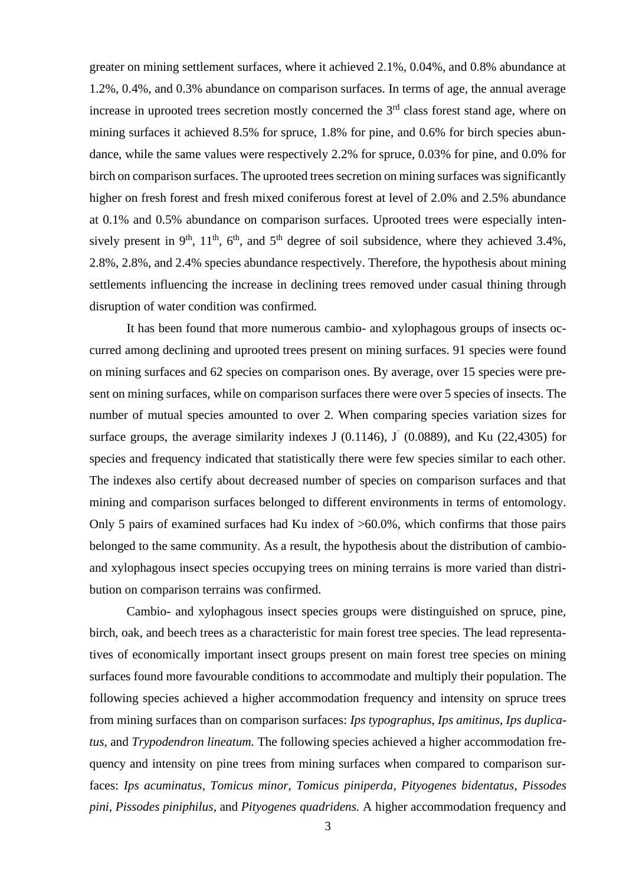greater on mining settlement surfaces, where it achieved 2.1%, 0.04%, and 0.8% abundance at 1.2%, 0.4%, and 0.3% abundance on comparison surfaces. In terms of age, the annual average increase in uprooted trees secretion mostly concerned the 3rd class forest stand age, where on mining surfaces it achieved 8.5% for spruce, 1.8% for pine, and 0.6% for birch species abundance, while the same values were respectively 2.2% for spruce, 0.03% for pine, and 0.0% for birch on comparison surfaces. The uprooted trees secretion on mining surfaces was significantly higher on fresh forest and fresh mixed coniferous forest at level of 2.0% and 2.5% abundance at 0.1% and 0.5% abundance on comparison surfaces. Uprooted trees were especially intensively present in 9th, 11th, 6th, and 5th degree of soil subsidence, where they achieved 3.4%, 2.8%, 2.8%, and 2.4% species abundance respectively. Therefore, the hypothesis about mining settlements influencing the increase in declining trees removed under casual thining through disruption of water condition was confirmed.

It has been found that more numerous cambio- and xylophagous groups of insects occurred among declining and uprooted trees present on mining surfaces. 91 species were found on mining surfaces and 62 species on comparison ones. By average, over 15 species were present on mining surfaces, while on comparison surfaces there were over 5 species of insects. The number of mutual species amounted to over 2. When comparing species variation sizes for surface groups, the average similarity indexes J (0.1146), J` (0.0889), and Ku (22,4305) for species and frequency indicated that statistically there were few species similar to each other. The indexes also certify about decreased number of species on comparison surfaces and that mining and comparison surfaces belonged to different environments in terms of entomology. Only 5 pairs of examined surfaces had Ku index of >60.0%, which confirms that those pairs belonged to the same community. As a result, the hypothesis about the distribution of cambio- and xylophagous insect species occupying trees on mining terrains is more varied than distribution on comparison terrains was confirmed.

Cambio- and xylophagous insect species groups were distinguished on spruce, pine, birch, oak, and beech trees as a characteristic for main forest tree species. The lead representatives of economically important insect groups present on main forest tree species on mining surfaces found more favourable conditions to accommodate and multiply their population. The following species achieved a higher accommodation frequency and intensity on spruce trees from mining surfaces than on comparison surfaces: *Ips typographus*, *Ips amitinus*, *Ips duplicatus*, and *Trypodendron lineatum.* The following species achieved a higher accommodation frequency and intensity on pine trees from mining surfaces when compared to comparison surfaces: *Ips acuminatus*, *Tomicus minor*, *Tomicus piniperda*, *Pityogenes bidentatus*, *Pissodes pini*, *Pissodes piniphilus*, and *Pityogenes quadridens.* A higher accommodation frequency and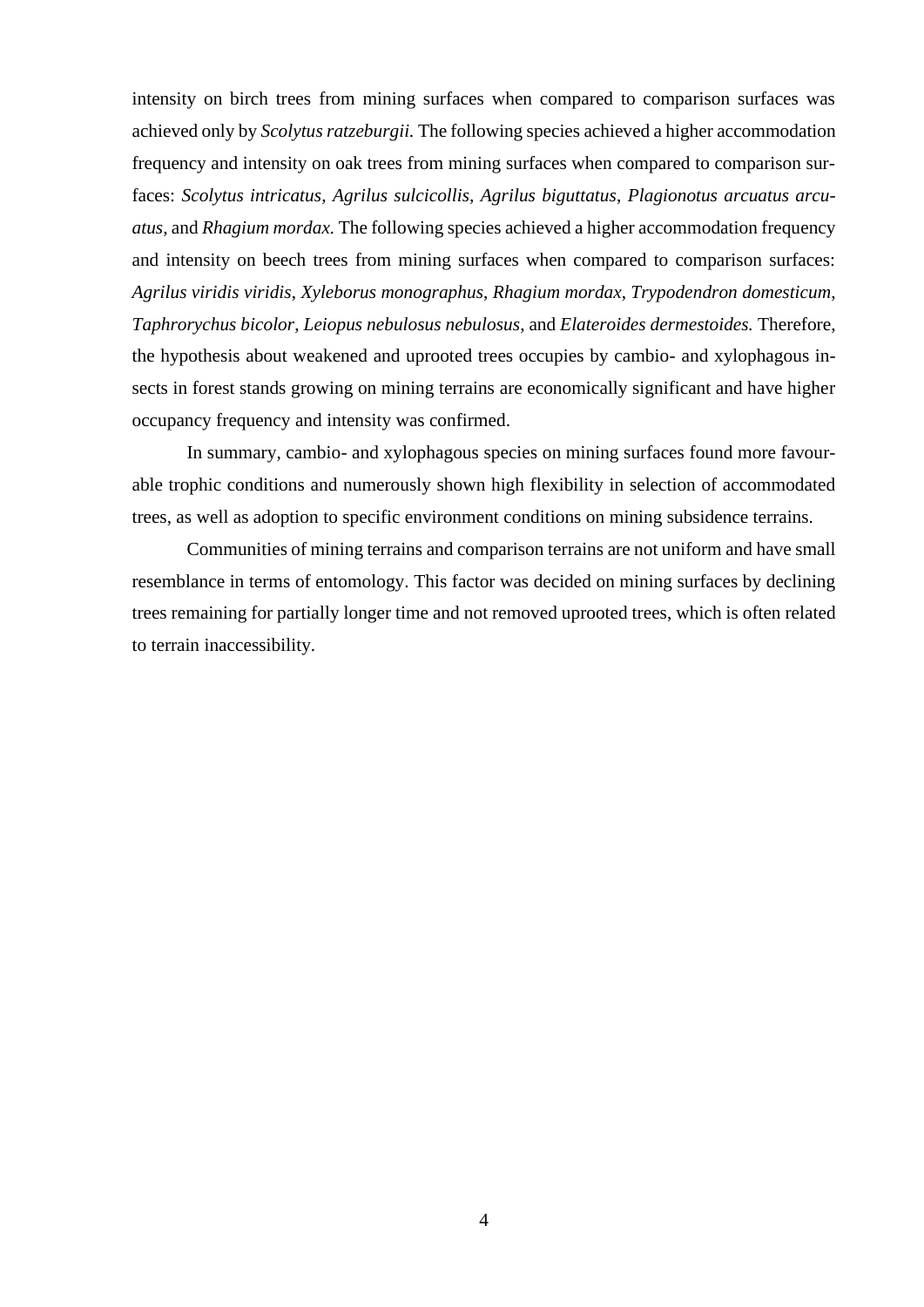intensity on birch trees from mining surfaces when compared to comparison surfaces was achieved only by *Scolytus ratzeburgii.* The following species achieved a higher accommodation frequency and intensity on oak trees from mining surfaces when compared to comparison surfaces: *Scolytus intricatus, Agrilus sulcicollis, Agrilus biguttatus*, *Plagionotus arcuatus arcuatus,* and *Rhagium mordax.* The following species achieved a higher accommodation frequency and intensity on beech trees from mining surfaces when compared to comparison surfaces: *Agrilus viridis viridis*, *Xyleborus monographus*, *Rhagium mordax*, *Trypodendron domesticum*, *Taphrorychus bicolor*, *Leiopus nebulosus nebulosus*, and *Elateroides dermestoides.* Therefore, the hypothesis about weakened and uprooted trees occupies by cambio- and xylophagous insects in forest stands growing on mining terrains are economically significant and have higher occupancy frequency and intensity was confirmed.

In summary, cambio- and xylophagous species on mining surfaces found more favourable trophic conditions and numerously shown high flexibility in selection of accommodated trees, as well as adoption to specific environment conditions on mining subsidence terrains.

Communities of mining terrains and comparison terrains are not uniform and have small resemblance in terms of entomology. This factor was decided on mining surfaces by declining trees remaining for partially longer time and not removed uprooted trees, which is often related to terrain inaccessibility.